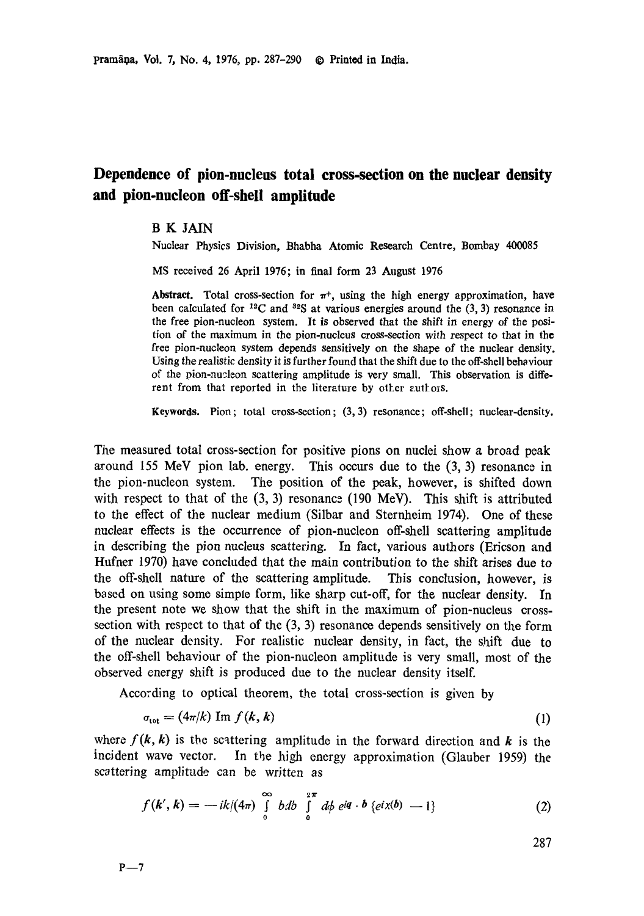# Dependence of pion-nucleus total cross-section on the nuclear density and pion-nucleon off-shell amplitude

B K JAIN

Nuclear Physics Division, Bhabha Atomic Research Centre, Bombay 400085

MS received 26 April 1976; in final form 23 August 1976

**Abstract.** Total cross-section for $\pi^+$, using the high energy approximation, have been calculated for $^{12}C$ and $^{32}S$ at various energies around the (3, 3) resonance in the free pion-nucleon system. It is observed that the shift in energy of the position of the maximum in the pion-nucleus cross-section with respect to that in the free pion-nucleon system depends sensitively on the shape of the nuclear density. Using the realistic density it is further found that the shift due to the off-shell behaviour of the pion-nucleon scattering amplitude is very small. This observation is different from that reported in the literature by other authors.

**Keywords.** Pion; total cross-section; (3, 3) resonance; off-shell; nuclear-density.

The measured total cross-section for positive pions on nuclei show a broad peak around 155 MeV pion lab. energy. This occurs due to the (3, 3) resonance in the pion-nucleon system. The position of the peak, however, is shifted down with respect to that of the (3, 3) resonance (190 MeV). This shift is attributed to the effect of the nuclear medium (Silbar and Sternheim 1974). One of these nuclear effects is the occurrence of pion-nucleon off-shell scattering amplitude in describing the pion nucleus scattering. In fact, various authors (Ericson and Hufner 1970) have concluded that the main contribution to the shift arises due to the off-shell nature of the scattering amplitude. This conclusion, however, is based on using some simple form, like sharp cut-off, for the nuclear density. In the present note we show that the shift in the maximum of pion-nucleus cross-section with respect to that of the (3, 3) resonance depends sensitively on the form of the nuclear density. For realistic nuclear density, in fact, the shift due to the off-shell behaviour of the pion-nucleon amplitude is very small, most of the observed energy shift is produced due to the nuclear density itself.

According to optical theorem, the total cross-section is given by

$$\sigma_{\text{tot}} = (4\pi/k) \operatorname{Im} f(\boldsymbol{k}, \boldsymbol{k}) \tag{1}$$

where $f(\boldsymbol{k}, \boldsymbol{k})$ is the scattering amplitude in the forward direction and $\boldsymbol{k}$ is the incident wave vector. In the high energy approximation (Glauber 1959) the scattering amplitude can be written as

$$f(\boldsymbol{k}', \boldsymbol{k}) = -ik/(4\pi) \int_0^\infty b\,db \int_0^{2\pi} d\phi\, e^{i\boldsymbol{q}\cdot\boldsymbol{b}} \{e^{i\chi(b)} - 1\} \tag{2}$$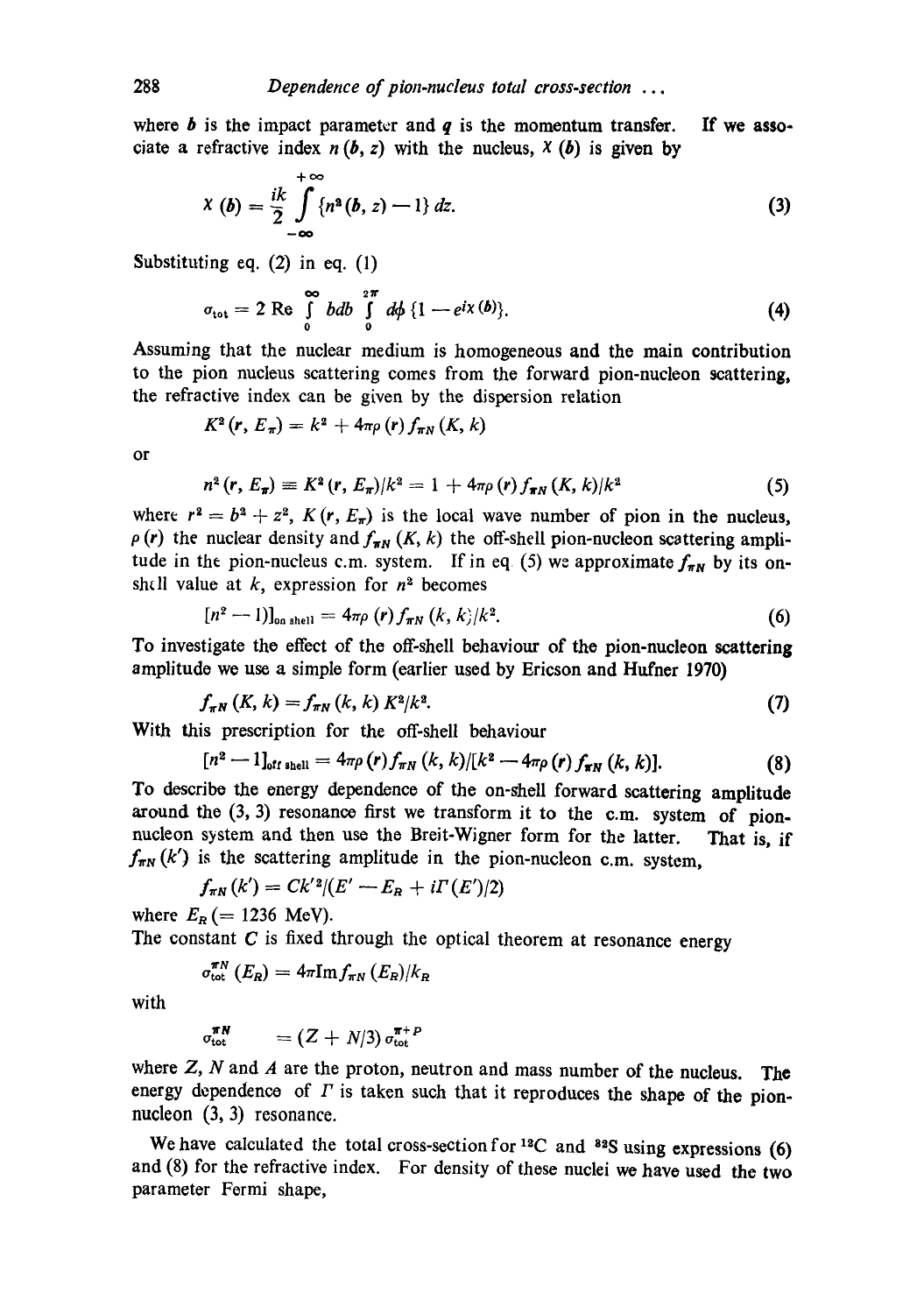where $b$ is the impact parameter and $q$ is the momentum transfer. If we associate a refractive index $n(b, z)$ with the nucleus, $\chi(b)$ is given by

$$\chi(b) = \frac{ik}{2} \int_{-\infty}^{+\infty} \{n^2(b, z) - 1\}\, dz. \tag{3}$$

Substituting eq. (2) in eq. (1)

$$\sigma_{tot} = 2 \operatorname{Re} \int_0^{\infty} b\,db \int_0^{2\pi} d\phi \{1 - e^{i\chi(b)}\}. \tag{4}$$

Assuming that the nuclear medium is homogeneous and the main contribution to the pion nucleus scattering comes from the forward pion-nucleon scattering, the refractive index can be given by the dispersion relation

$$K^2(r, E_\pi) = k^2 + 4\pi\rho(r) f_{\pi N}(K, k)$$

or

$$n^2(r, E_\pi) \equiv K^2(r, E_\pi)/k^2 = 1 + 4\pi\rho(r) f_{\pi N}(K, k)/k^2 \tag{5}$$

where $r^2 = b^2 + z^2$, $K(r, E_\pi)$ is the local wave number of pion in the nucleus, $\rho(r)$ the nuclear density and $f_{\pi N}(K, k)$ the off-shell pion-nucleon scattering amplitude in the pion-nucleus c.m. system. If in eq. (5) we approximate $f_{\pi N}$ by its on-shell value at $k$, expression for $n^2$ becomes

$$[n^2 - 1)]_{\text{on shell}} = 4\pi\rho(r) f_{\pi N}(k, k)/k^2. \tag{6}$$

To investigate the effect of the off-shell behaviour of the pion-nucleon scattering amplitude we use a simple form (earlier used by Ericson and Hufner 1970)

$$f_{\pi N}(K, k) = f_{\pi N}(k, k)\, K^2/k^2. \tag{7}$$

With this prescription for the off-shell behaviour

$$[n^2 - 1]_{\text{off shell}} = 4\pi\rho(r) f_{\pi N}(k, k)/[k^2 - 4\pi\rho(r) f_{\pi N}(k, k)]. \tag{8}$$

To describe the energy dependence of the on-shell forward scattering amplitude around the (3, 3) resonance first we transform it to the c.m. system of pion-nucleon system and then use the Breit-Wigner form for the latter. That is, if $f_{\pi N}(k')$ is the scattering amplitude in the pion-nucleon c.m. system,

$$f_{\pi N}(k') = Ck'^2/(E' - E_R + i\Gamma(E')/2)$$

where $E_R$ (= 1236 MeV).

The constant $C$ is fixed through the optical theorem at resonance energy

$$\sigma_{tot}^{\pi N}(E_R) = 4\pi \operatorname{Im} f_{\pi N}(E_R)/k_R$$

with

$$\sigma_{tot}^{\pi N} \quad = (Z + N/3)\, \sigma_{tot}^{\pi^+ p}$$

where $Z$, $N$ and $A$ are the proton, neutron and mass number of the nucleus. The energy dependence of $\Gamma$ is taken such that it reproduces the shape of the pion-nucleon (3, 3) resonance.

We have calculated the total cross-section for $^{12}C$ and $^{32}S$ using expressions (6) and (8) for the refractive index. For density of these nuclei we have used the two parameter Fermi shape,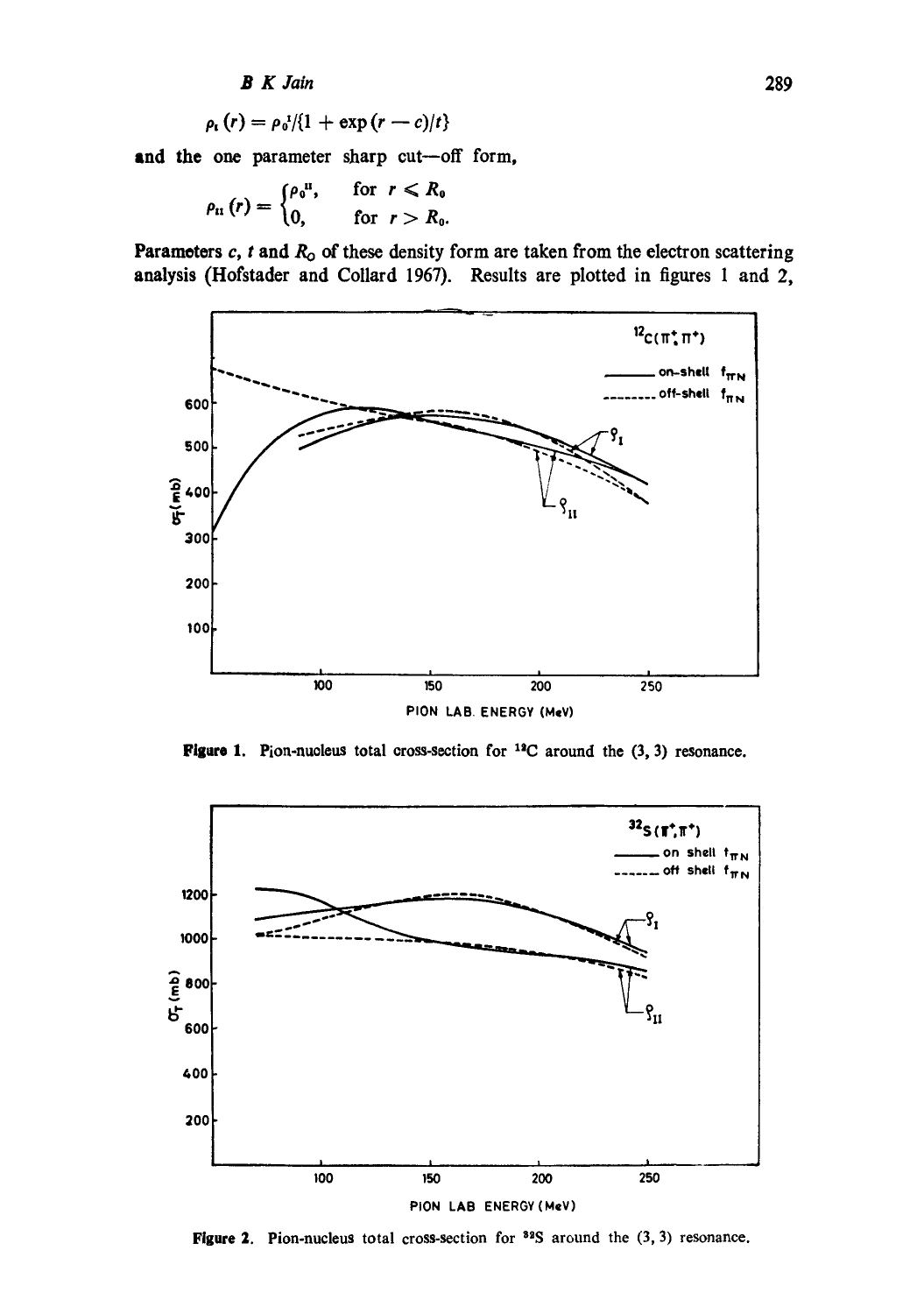$$\rho_{\rm I}(r) = \rho_0^{\rm I}/\{1 + \exp{(r - c)/t}\}$$

and the one parameter sharp cut—off form,

$$\rho_{\rm II}(r) = \begin{cases} \rho_0^{\rm II}, & \text{for } r \leqslant R_0 \\ 0, & \text{for } r > R_0. \end{cases}$$

Parameters $c$, $t$ and $R_0$ of these density form are taken from the electron scattering analysis (Hofstader and Collard 1967). Results are plotted in figures 1 and 2,

**Figure 1.** Pion-nucleus total cross-section for $^{12}$C around the (3, 3) resonance.

**Figure 2.** Pion-nucleus total cross-section for $^{32}$S around the (3, 3) resonance.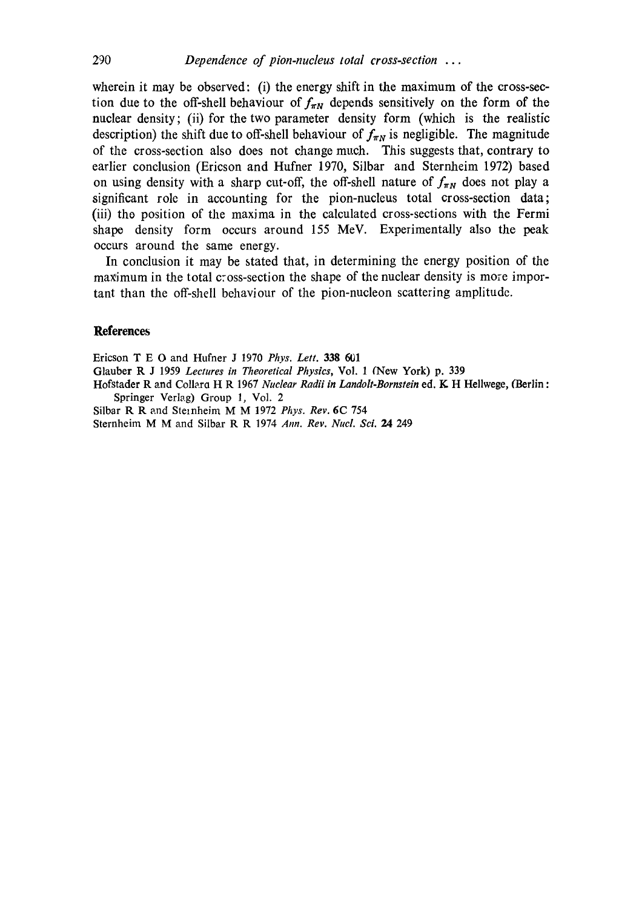wherein it may be observed: (i) the energy shift in the maximum of the cross-section due to the off-shell behaviour of $f_{\pi N}$ depends sensitively on the form of the nuclear density; (ii) for the two parameter density form (which is the realistic description) the shift due to off-shell behaviour of $f_{\pi N}$ is negligible. The magnitude of the cross-section also does not change much. This suggests that, contrary to earlier conclusion (Ericson and Hufner 1970, Silbar and Sternheim 1972) based on using density with a sharp cut-off, the off-shell nature of $f_{\pi N}$ does not play a significant role in accounting for the pion-nucleus total cross-section data; (iii) the position of the maxima in the calculated cross-sections with the Fermi shape density form occurs around 155 MeV. Experimentally also the peak occurs around the same energy.

In conclusion it may be stated that, in determining the energy position of the maximum in the total cross-section the shape of the nuclear density is more important than the off-shell behaviour of the pion-nucleon scattering amplitude.

## References

Ericson T E O and Hufner J 1970 *Phys. Lett.* **33B** 601

Glauber R J 1959 *Lectures in Theoretical Physics*, Vol. 1 (New York) p. 339

Hofstader R and Collard H R 1967 *Nuclear Radii in Landolt-Bornstein* ed. K H Hellwege, (Berlin: Springer Verlag) Group 1, Vol. 2

Silbar R R and Sternheim M M 1972 *Phys. Rev.* **6C** 754

Sternheim M M and Silbar R R 1974 *Ann. Rev. Nucl. Sci.* **24** 249